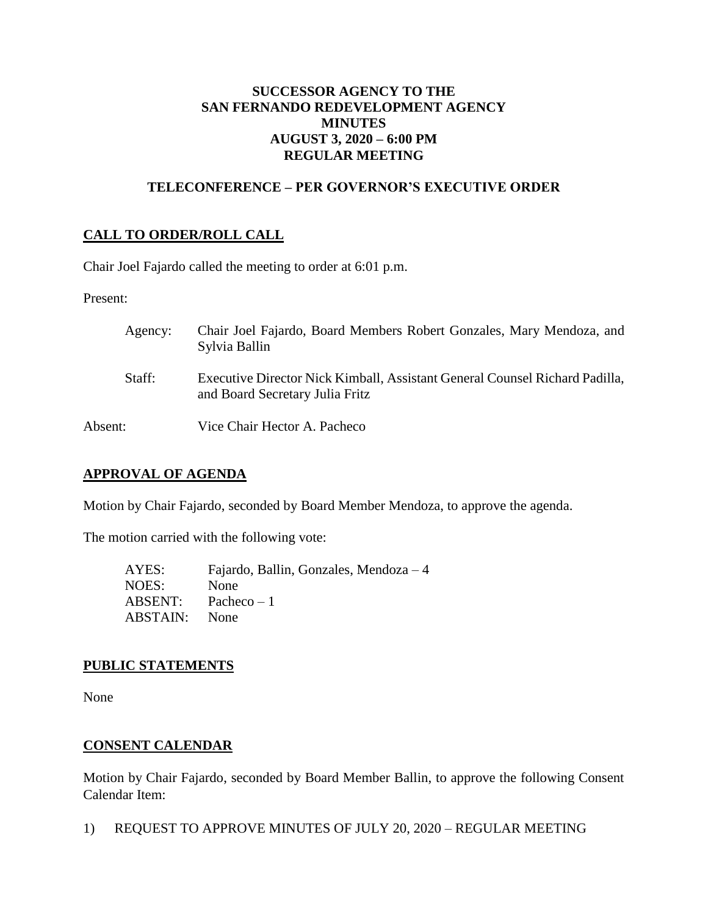# SUCCESSOR AGENCY TO THE SAN FERNANDO REDEVELOPMENT AGENCY MINUTES AUGUST 3, 2020 – 6:00 PM REGULAR MEETING

## TELECONFERENCE – PER GOVERNOR'S EXECUTIVE ORDER

## CALL TO ORDER/ROLL CALL

Chair Joel Fajardo called the meeting to order at 6:01 p.m.

Present:

Agency: Chair Joel Fajardo, Board Members Robert Gonzales, Mary Mendoza, and Sylvia Ballin

Staff: Executive Director Nick Kimball, Assistant General Counsel Richard Padilla, and Board Secretary Julia Fritz

Absent: Vice Chair Hector A. Pacheco

## APPROVAL OF AGENDA

Motion by Chair Fajardo, seconded by Board Member Mendoza, to approve the agenda.

The motion carried with the following vote:

AYES: Fajardo, Ballin, Gonzales, Mendoza – 4
NOES: None
ABSENT: Pacheco – 1
ABSTAIN: None

## PUBLIC STATEMENTS

None

## CONSENT CALENDAR

Motion by Chair Fajardo, seconded by Board Member Ballin, to approve the following Consent Calendar Item:

1) REQUEST TO APPROVE MINUTES OF JULY 20, 2020 – REGULAR MEETING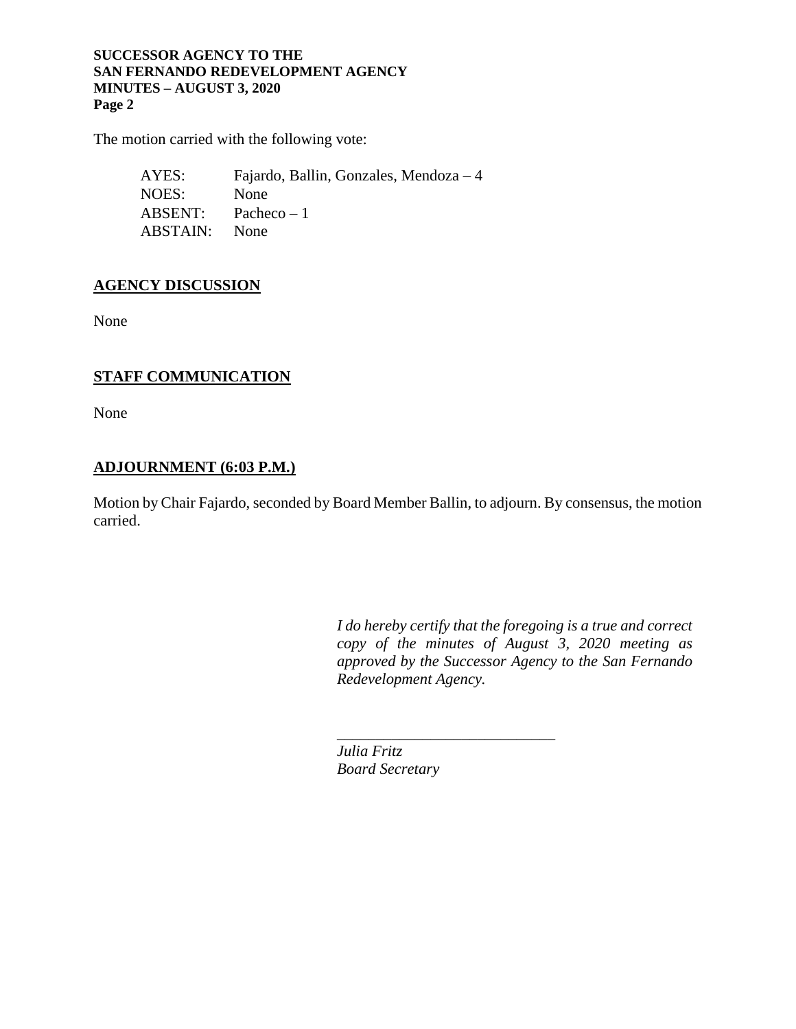The motion carried with the following vote:

| | |
|---|---|
| AYES: | Fajardo, Ballin, Gonzales, Mendoza – 4 |
| NOES: | None |
| ABSENT: | Pacheco – 1 |
| ABSTAIN: | None |

## AGENCY DISCUSSION

None

## STAFF COMMUNICATION

None

## ADJOURNMENT (6:03 P.M.)

Motion by Chair Fajardo, seconded by Board Member Ballin, to adjourn. By consensus, the motion carried.

*I do hereby certify that the foregoing is a true and correct copy of the minutes of August 3, 2020 meeting as approved by the Successor Agency to the San Fernando Redevelopment Agency.*

\_\_\_\_\_\_\_\_\_\_\_\_\_\_\_\_\_\_\_\_\_\_\_\_\_\_\_\_

*Julia Fritz*
*Board Secretary*